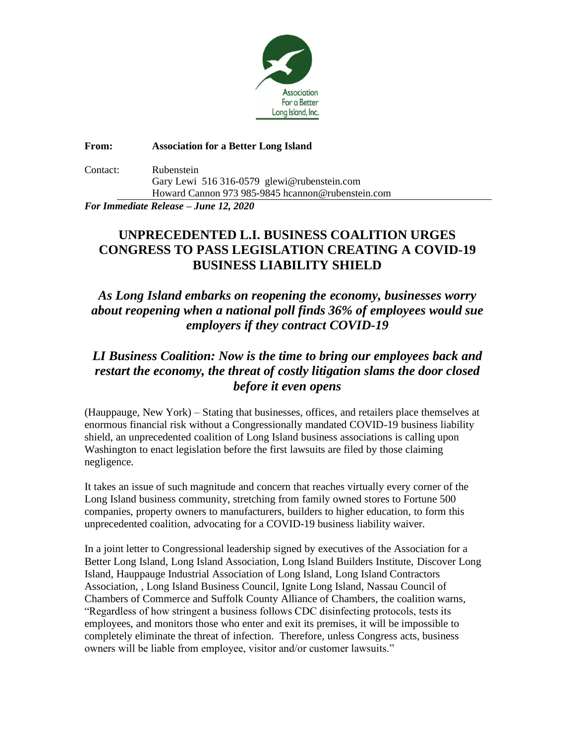Association For a Better Long Island, Inc.

**From:** **Association for a Better Long Island**

Contact: Rubenstein
Gary Lewi 516 316-0579 glewi@rubenstein.com
Howard Cannon 973 985-9845 hcannon@rubenstein.com

***For Immediate Release – June 12, 2020***

# UNPRECEDENTED L.I. BUSINESS COALITION URGES CONGRESS TO PASS LEGISLATION CREATING A COVID-19 BUSINESS LIABILITY SHIELD

## *As Long Island embarks on reopening the economy, businesses worry about reopening when a national poll finds 36% of employees would sue employers if they contract COVID-19*

## *LI Business Coalition: Now is the time to bring our employees back and restart the economy, the threat of costly litigation slams the door closed before it even opens*

(Hauppauge, New York) – Stating that businesses, offices, and retailers place themselves at enormous financial risk without a Congressionally mandated COVID-19 business liability shield, an unprecedented coalition of Long Island business associations is calling upon Washington to enact legislation before the first lawsuits are filed by those claiming negligence.

It takes an issue of such magnitude and concern that reaches virtually every corner of the Long Island business community, stretching from family owned stores to Fortune 500 companies, property owners to manufacturers, builders to higher education, to form this unprecedented coalition, advocating for a COVID-19 business liability waiver.

In a joint letter to Congressional leadership signed by executives of the Association for a Better Long Island, Long Island Association, Long Island Builders Institute, Discover Long Island, Hauppauge Industrial Association of Long Island, Long Island Contractors Association, , Long Island Business Council, Ignite Long Island, Nassau Council of Chambers of Commerce and Suffolk County Alliance of Chambers, the coalition warns, "Regardless of how stringent a business follows CDC disinfecting protocols, tests its employees, and monitors those who enter and exit its premises, it will be impossible to completely eliminate the threat of infection. Therefore, unless Congress acts, business owners will be liable from employee, visitor and/or customer lawsuits."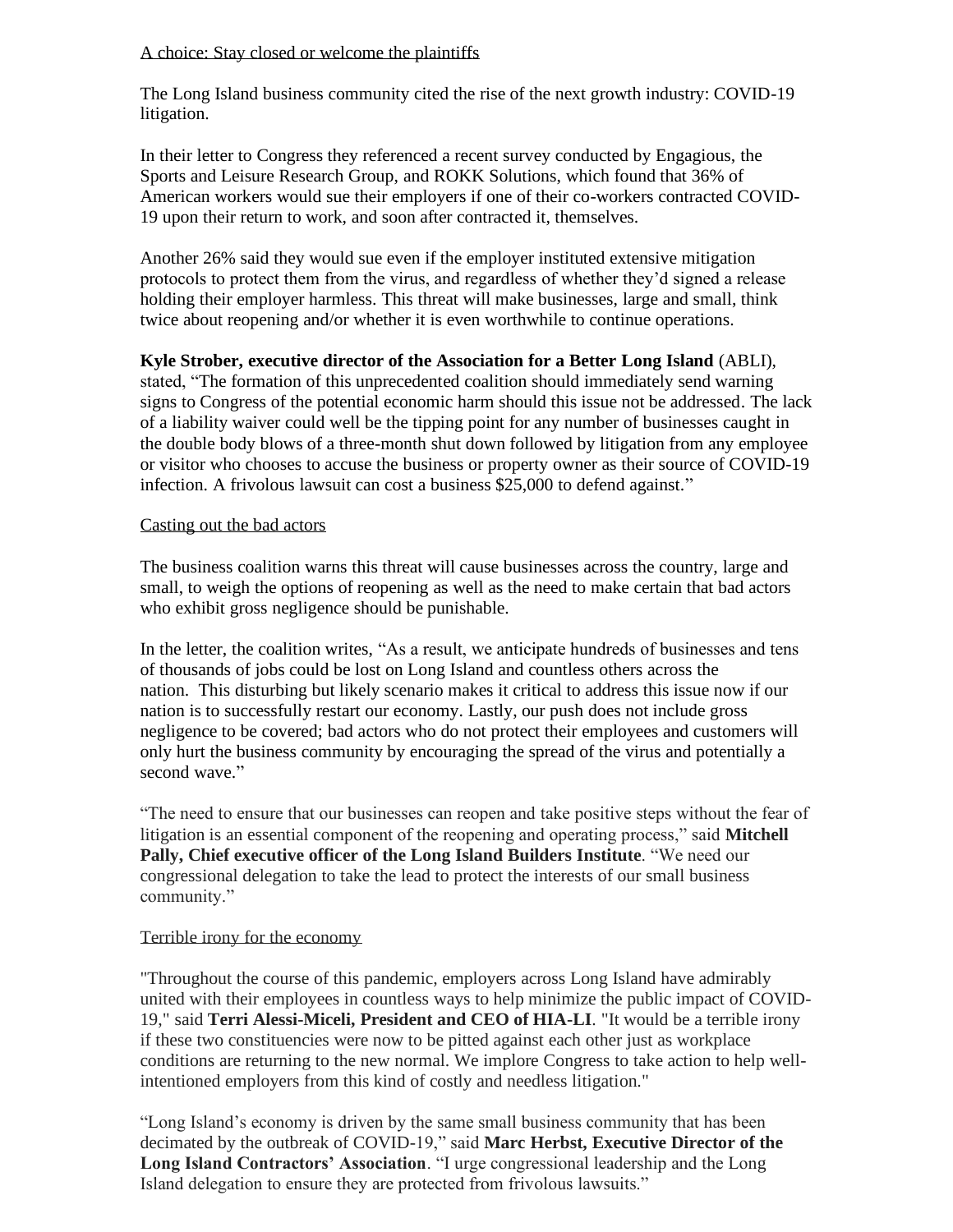A choice: Stay closed or welcome the plaintiffs

The Long Island business community cited the rise of the next growth industry: COVID-19 litigation.

In their letter to Congress they referenced a recent survey conducted by Engagious, the Sports and Leisure Research Group, and ROKK Solutions, which found that 36% of American workers would sue their employers if one of their co-workers contracted COVID-19 upon their return to work, and soon after contracted it, themselves.

Another 26% said they would sue even if the employer instituted extensive mitigation protocols to protect them from the virus, and regardless of whether they'd signed a release holding their employer harmless. This threat will make businesses, large and small, think twice about reopening and/or whether it is even worthwhile to continue operations.

**Kyle Strober, executive director of the Association for a Better Long Island** (ABLI), stated, "The formation of this unprecedented coalition should immediately send warning signs to Congress of the potential economic harm should this issue not be addressed. The lack of a liability waiver could well be the tipping point for any number of businesses caught in the double body blows of a three-month shut down followed by litigation from any employee or visitor who chooses to accuse the business or property owner as their source of COVID-19 infection. A frivolous lawsuit can cost a business $25,000 to defend against."

Casting out the bad actors

The business coalition warns this threat will cause businesses across the country, large and small, to weigh the options of reopening as well as the need to make certain that bad actors who exhibit gross negligence should be punishable.

In the letter, the coalition writes, "As a result, we anticipate hundreds of businesses and tens of thousands of jobs could be lost on Long Island and countless others across the nation. This disturbing but likely scenario makes it critical to address this issue now if our nation is to successfully restart our economy. Lastly, our push does not include gross negligence to be covered; bad actors who do not protect their employees and customers will only hurt the business community by encouraging the spread of the virus and potentially a second wave."

"The need to ensure that our businesses can reopen and take positive steps without the fear of litigation is an essential component of the reopening and operating process," said **Mitchell Pally, Chief executive officer of the Long Island Builders Institute**. "We need our congressional delegation to take the lead to protect the interests of our small business community."

Terrible irony for the economy

"Throughout the course of this pandemic, employers across Long Island have admirably united with their employees in countless ways to help minimize the public impact of COVID-19," said **Terri Alessi-Miceli, President and CEO of HIA-LI**. "It would be a terrible irony if these two constituencies were now to be pitted against each other just as workplace conditions are returning to the new normal. We implore Congress to take action to help well-intentioned employers from this kind of costly and needless litigation."

"Long Island's economy is driven by the same small business community that has been decimated by the outbreak of COVID-19," said **Marc Herbst, Executive Director of the Long Island Contractors' Association**. "I urge congressional leadership and the Long Island delegation to ensure they are protected from frivolous lawsuits."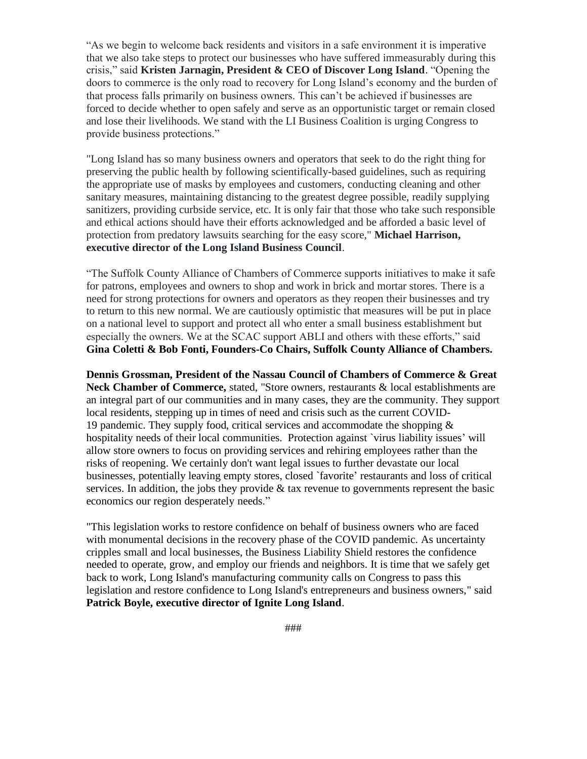“As we begin to welcome back residents and visitors in a safe environment it is imperative that we also take steps to protect our businesses who have suffered immeasurably during this crisis,” said **Kristen Jarnagin, President & CEO of Discover Long Island**. “Opening the doors to commerce is the only road to recovery for Long Island’s economy and the burden of that process falls primarily on business owners. This can’t be achieved if businesses are forced to decide whether to open safely and serve as an opportunistic target or remain closed and lose their livelihoods. We stand with the LI Business Coalition is urging Congress to provide business protections.”

"Long Island has so many business owners and operators that seek to do the right thing for preserving the public health by following scientifically-based guidelines, such as requiring the appropriate use of masks by employees and customers, conducting cleaning and other sanitary measures, maintaining distancing to the greatest degree possible, readily supplying sanitizers, providing curbside service, etc. It is only fair that those who take such responsible and ethical actions should have their efforts acknowledged and be afforded a basic level of protection from predatory lawsuits searching for the easy score," **Michael Harrison, executive director of the Long Island Business Council**.

“The Suffolk County Alliance of Chambers of Commerce supports initiatives to make it safe for patrons, employees and owners to shop and work in brick and mortar stores. There is a need for strong protections for owners and operators as they reopen their businesses and try to return to this new normal. We are cautiously optimistic that measures will be put in place on a national level to support and protect all who enter a small business establishment but especially the owners. We at the SCAC support ABLI and others with these efforts,” said **Gina Coletti & Bob Fonti, Founders-Co Chairs, Suffolk County Alliance of Chambers.**

**Dennis Grossman, President of the Nassau Council of Chambers of Commerce & Great Neck Chamber of Commerce,** stated, "Store owners, restaurants & local establishments are an integral part of our communities and in many cases, they are the community. They support local residents, stepping up in times of need and crisis such as the current COVID-19 pandemic. They supply food, critical services and accommodate the shopping & hospitality needs of their local communities. Protection against `virus liability issues’ will allow store owners to focus on providing services and rehiring employees rather than the risks of reopening. We certainly don't want legal issues to further devastate our local businesses, potentially leaving empty stores, closed `favorite’ restaurants and loss of critical services. In addition, the jobs they provide & tax revenue to governments represent the basic economics our region desperately needs.”

"This legislation works to restore confidence on behalf of business owners who are faced with monumental decisions in the recovery phase of the COVID pandemic. As uncertainty cripples small and local businesses, the Business Liability Shield restores the confidence needed to operate, grow, and employ our friends and neighbors. It is time that we safely get back to work, Long Island's manufacturing community calls on Congress to pass this legislation and restore confidence to Long Island's entrepreneurs and business owners," said **Patrick Boyle, executive director of Ignite Long Island**.

###